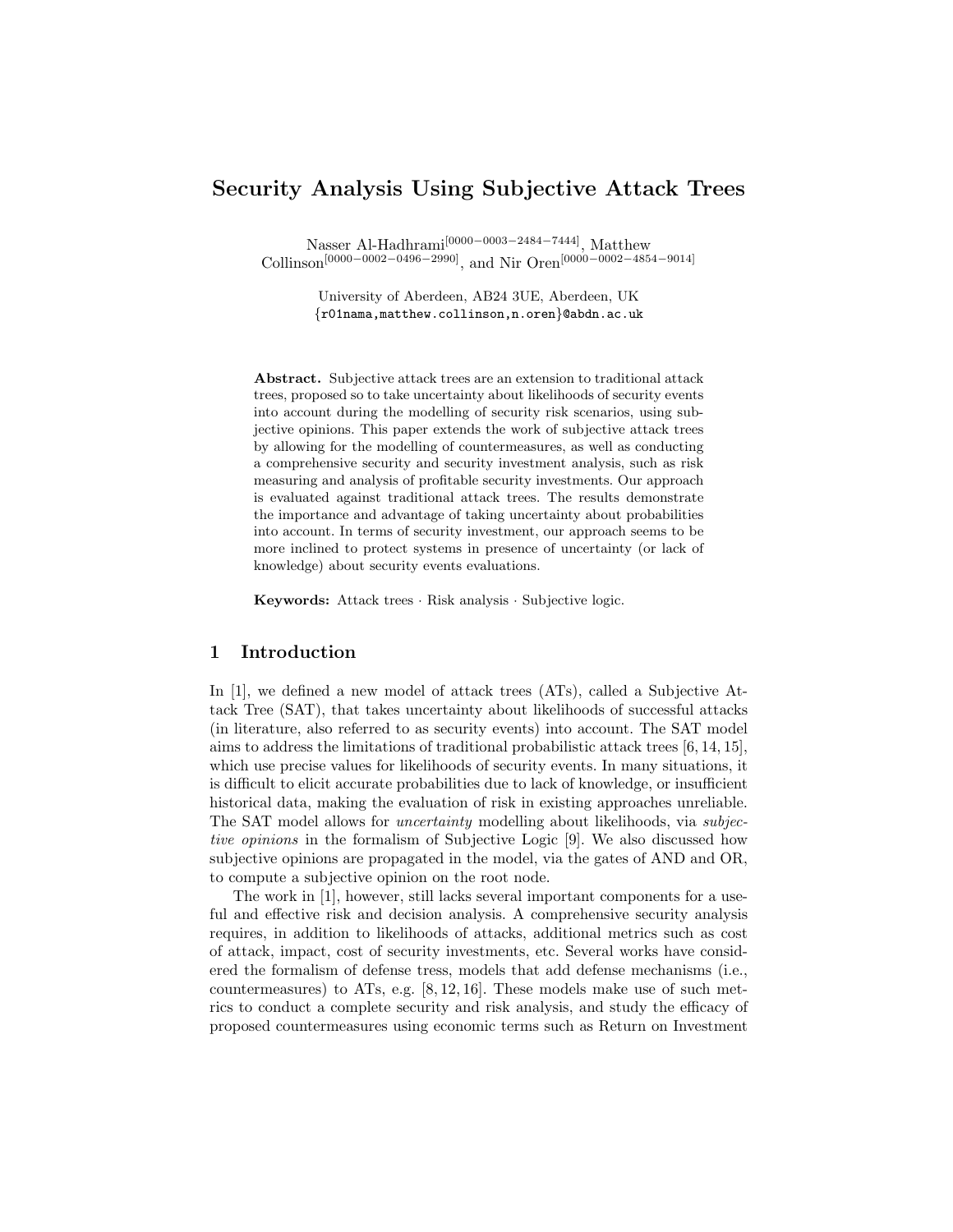# Security Analysis Using Subjective Attack Trees

Nasser Al-Hadhrami[0000−0003−2484−7444], Matthew Collinson[0000−0002−0496−2990], and Nir Oren[0000−0002−4854−9014]

University of Aberdeen, AB24 3UE, Aberdeen, UK
{r01nama,matthew.collinson,n.oren}@abdn.ac.uk

**Abstract.** Subjective attack trees are an extension to traditional attack trees, proposed so to take uncertainty about likelihoods of security events into account during the modelling of security risk scenarios, using subjective opinions. This paper extends the work of subjective attack trees by allowing for the modelling of countermeasures, as well as conducting a comprehensive security and security investment analysis, such as risk measuring and analysis of profitable security investments. Our approach is evaluated against traditional attack trees. The results demonstrate the importance and advantage of taking uncertainty about probabilities into account. In terms of security investment, our approach seems to be more inclined to protect systems in presence of uncertainty (or lack of knowledge) about security events evaluations.

**Keywords:** Attack trees · Risk analysis · Subjective logic.

## 1 Introduction

In [1], we defined a new model of attack trees (ATs), called a Subjective Attack Tree (SAT), that takes uncertainty about likelihoods of successful attacks (in literature, also referred to as security events) into account. The SAT model aims to address the limitations of traditional probabilistic attack trees [6, 14, 15], which use precise values for likelihoods of security events. In many situations, it is difficult to elicit accurate probabilities due to lack of knowledge, or insufficient historical data, making the evaluation of risk in existing approaches unreliable. The SAT model allows for *uncertainty* modelling about likelihoods, via *subjective opinions* in the formalism of Subjective Logic [9]. We also discussed how subjective opinions are propagated in the model, via the gates of AND and OR, to compute a subjective opinion on the root node.

The work in [1], however, still lacks several important components for a useful and effective risk and decision analysis. A comprehensive security analysis requires, in addition to likelihoods of attacks, additional metrics such as cost of attack, impact, cost of security investments, etc. Several works have considered the formalism of defense tress, models that add defense mechanisms (i.e., countermeasures) to ATs, e.g. [8, 12, 16]. These models make use of such metrics to conduct a complete security and risk analysis, and study the efficacy of proposed countermeasures using economic terms such as Return on Investment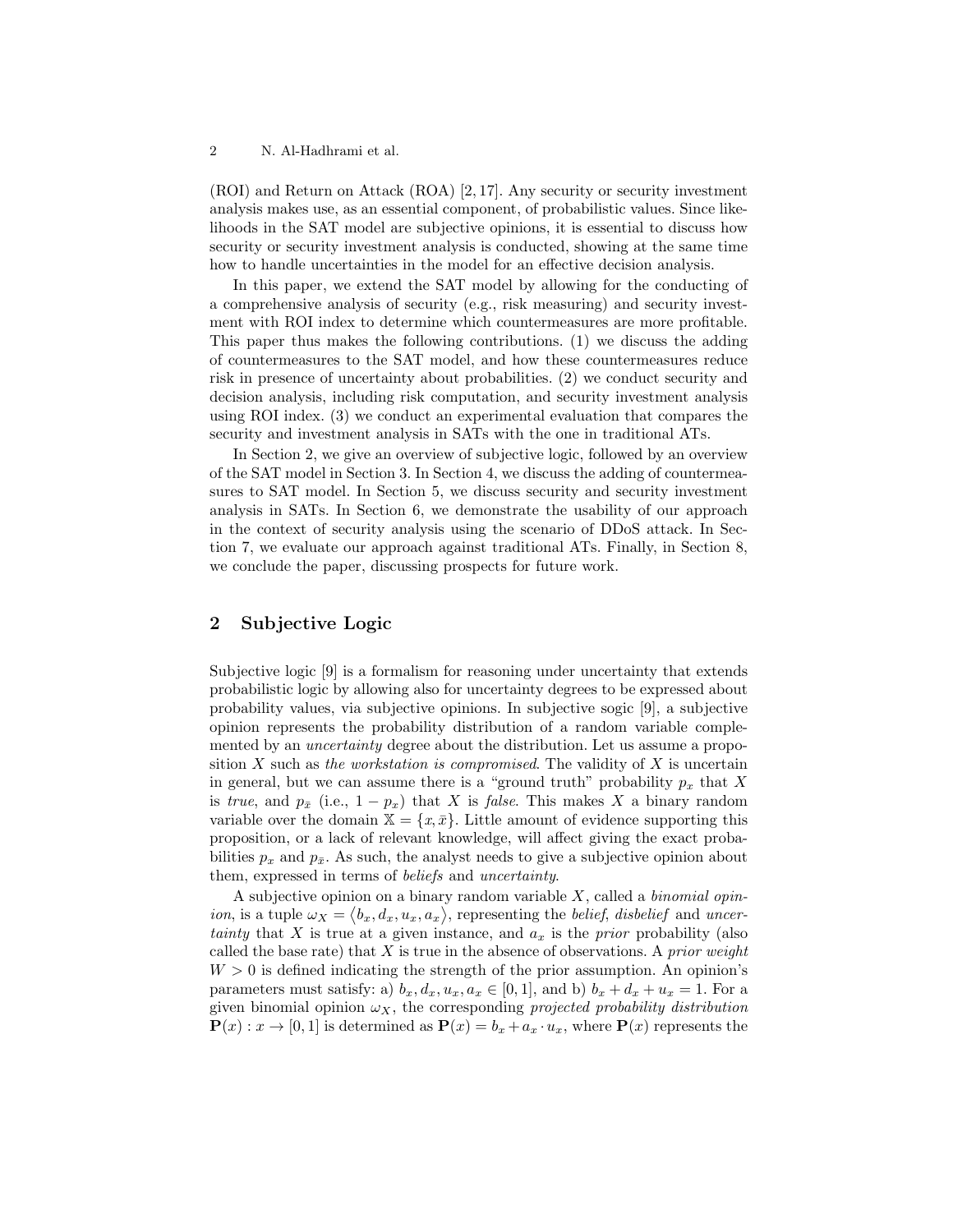(ROI) and Return on Attack (ROA) [2, 17]. Any security or security investment analysis makes use, as an essential component, of probabilistic values. Since likelihoods in the SAT model are subjective opinions, it is essential to discuss how security or security investment analysis is conducted, showing at the same time how to handle uncertainties in the model for an effective decision analysis.

In this paper, we extend the SAT model by allowing for the conducting of a comprehensive analysis of security (e.g., risk measuring) and security investment with ROI index to determine which countermeasures are more profitable. This paper thus makes the following contributions. (1) we discuss the adding of countermeasures to the SAT model, and how these countermeasures reduce risk in presence of uncertainty about probabilities. (2) we conduct security and decision analysis, including risk computation, and security investment analysis using ROI index. (3) we conduct an experimental evaluation that compares the security and investment analysis in SATs with the one in traditional ATs.

In Section 2, we give an overview of subjective logic, followed by an overview of the SAT model in Section 3. In Section 4, we discuss the adding of countermeasures to SAT model. In Section 5, we discuss security and security investment analysis in SATs. In Section 6, we demonstrate the usability of our approach in the context of security analysis using the scenario of DDoS attack. In Section 7, we evaluate our approach against traditional ATs. Finally, in Section 8, we conclude the paper, discussing prospects for future work.

## 2 Subjective Logic

Subjective logic [9] is a formalism for reasoning under uncertainty that extends probabilistic logic by allowing also for uncertainty degrees to be expressed about probability values, via subjective opinions. In subjective sogic [9], a subjective opinion represents the probability distribution of a random variable complemented by an *uncertainty* degree about the distribution. Let us assume a proposition $X$ such as *the workstation is compromised*. The validity of $X$ is uncertain in general, but we can assume there is a "ground truth" probability $p_x$ that $X$ is *true*, and $p_{\bar{x}}$ (i.e., $1 - p_x$) that $X$ is *false*. This makes $X$ a binary random variable over the domain $\mathbb{X} = \{x, \bar{x}\}$. Little amount of evidence supporting this proposition, or a lack of relevant knowledge, will affect giving the exact probabilities $p_x$ and $p_{\bar{x}}$. As such, the analyst needs to give a subjective opinion about them, expressed in terms of *beliefs* and *uncertainty*.

A subjective opinion on a binary random variable $X$, called a *binomial opinion*, is a tuple $\omega_X = \langle b_x, d_x, u_x, a_x \rangle$, representing the *belief*, *disbelief* and *uncertainty* that $X$ is true at a given instance, and $a_x$ is the *prior* probability (also called the base rate) that $X$ is true in the absence of observations. A *prior weight* $W > 0$ is defined indicating the strength of the prior assumption. An opinion's parameters must satisfy: a) $b_x, d_x, u_x, a_x \in [0, 1]$, and b) $b_x + d_x + u_x = 1$. For a given binomial opinion $\omega_X$, the corresponding *projected probability distribution* $\mathbf{P}(x) : x \to [0, 1]$ is determined as $\mathbf{P}(x) = b_x + a_x \cdot u_x$, where $\mathbf{P}(x)$ represents the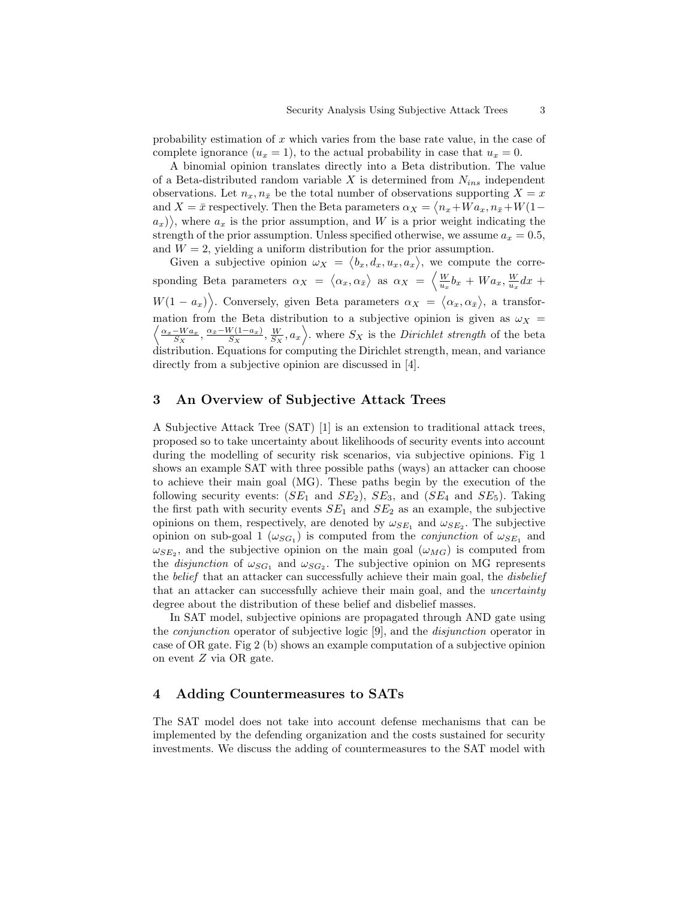probability estimation of $x$ which varies from the base rate value, in the case of complete ignorance ($u_x = 1$), to the actual probability in case that $u_x = 0$.

A binomial opinion translates directly into a Beta distribution. The value of a Beta-distributed random variable $X$ is determined from $N_{ins}$ independent observations. Let $n_x, n_{\bar{x}}$ be the total number of observations supporting $X = x$ and $X = \bar{x}$ respectively. Then the Beta parameters $\alpha_X = \langle n_x + Wa_x, n_{\bar{x}} + W(1-a_x) \rangle$, where $a_x$ is the prior assumption, and $W$ is a prior weight indicating the strength of the prior assumption. Unless specified otherwise, we assume $a_x = 0.5$, and $W = 2$, yielding a uniform distribution for the prior assumption.

Given a subjective opinion $\omega_X = \langle b_x, d_x, u_x, a_x \rangle$, we compute the corresponding Beta parameters $\alpha_X = \langle \alpha_x, \alpha_{\bar{x}} \rangle$ as $\alpha_X = \left\langle \frac{W}{u_x} b_x + Wa_x, \frac{W}{u_x} dx + W(1-a_x) \right\rangle$. Conversely, given Beta parameters $\alpha_X = \langle \alpha_x, \alpha_{\bar{x}} \rangle$, a transformation from the Beta distribution to a subjective opinion is given as $\omega_X = \left\langle \frac{\alpha_x - Wa_x}{S_X}, \frac{\alpha_{\bar{x}} - W(1-a_x)}{S_X}, \frac{W}{S_X}, a_x \right\rangle$. where $S_X$ is the *Dirichlet strength* of the beta distribution. Equations for computing the Dirichlet strength, mean, and variance directly from a subjective opinion are discussed in [4].

## 3 An Overview of Subjective Attack Trees

A Subjective Attack Tree (SAT) [1] is an extension to traditional attack trees, proposed so to take uncertainty about likelihoods of security events into account during the modelling of security risk scenarios, via subjective opinions. Fig 1 shows an example SAT with three possible paths (ways) an attacker can choose to achieve their main goal (MG). These paths begin by the execution of the following security events: ($SE_1$ and $SE_2$), $SE_3$, and ($SE_4$ and $SE_5$). Taking the first path with security events $SE_1$ and $SE_2$ as an example, the subjective opinions on them, respectively, are denoted by $\omega_{SE_1}$ and $\omega_{SE_2}$. The subjective opinion on sub-goal 1 ($\omega_{SG_1}$) is computed from the *conjunction* of $\omega_{SE_1}$ and $\omega_{SE_2}$, and the subjective opinion on the main goal ($\omega_{MG}$) is computed from the *disjunction* of $\omega_{SG_1}$ and $\omega_{SG_2}$. The subjective opinion on MG represents the *belief* that an attacker can successfully achieve their main goal, the *disbelief* that an attacker can successfully achieve their main goal, and the *uncertainty* degree about the distribution of these belief and disbelief masses.

In SAT model, subjective opinions are propagated through AND gate using the *conjunction* operator of subjective logic [9], and the *disjunction* operator in case of OR gate. Fig 2 (b) shows an example computation of a subjective opinion on event $Z$ via OR gate.

## 4 Adding Countermeasures to SATs

The SAT model does not take into account defense mechanisms that can be implemented by the defending organization and the costs sustained for security investments. We discuss the adding of countermeasures to the SAT model with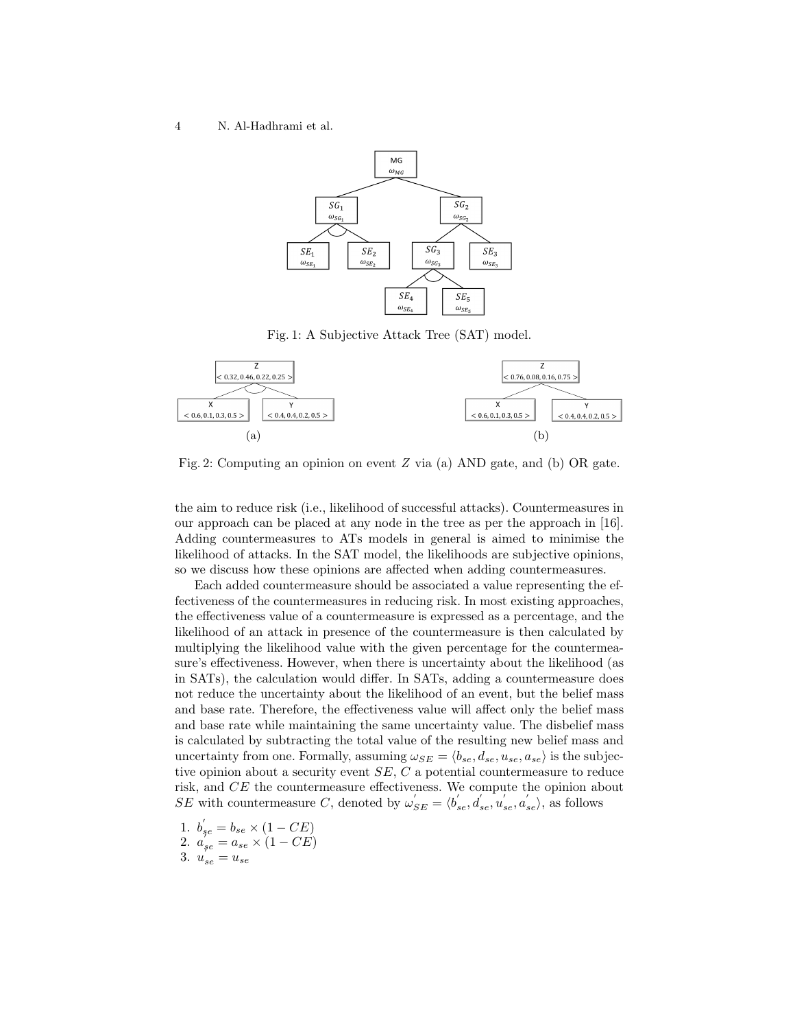Fig. 1: A Subjective Attack Tree (SAT) model.

Fig. 2: Computing an opinion on event $Z$ via (a) AND gate, and (b) OR gate.

the aim to reduce risk (i.e., likelihood of successful attacks). Countermeasures in our approach can be placed at any node in the tree as per the approach in [16]. Adding countermeasures to ATs models in general is aimed to minimise the likelihood of attacks. In the SAT model, the likelihoods are subjective opinions, so we discuss how these opinions are affected when adding countermeasures.

Each added countermeasure should be associated a value representing the effectiveness of the countermeasures in reducing risk. In most existing approaches, the effectiveness value of a countermeasure is expressed as a percentage, and the likelihood of an attack in presence of the countermeasure is then calculated by multiplying the likelihood value with the given percentage for the countermeasure's effectiveness. However, when there is uncertainty about the likelihood (as in SATs), the calculation would differ. In SATs, adding a countermeasure does not reduce the uncertainty about the likelihood of an event, but the belief mass and base rate. Therefore, the effectiveness value will affect only the belief mass and base rate while maintaining the same uncertainty value. The disbelief mass is calculated by subtracting the total value of the resulting new belief mass and uncertainty from one. Formally, assuming $\omega_{SE} = \langle b_{se}, d_{se}, u_{se}, a_{se} \rangle$ is the subjective opinion about a security event $SE$, $C$ a potential countermeasure to reduce risk, and $CE$ the countermeasure effectiveness. We compute the opinion about $SE$ with countermeasure $C$, denoted by $\omega'_{SE} = \langle b'_{se}, d'_{se}, u'_{se}, a'_{se} \rangle$, as follows

1. $b'_{se} = b_{se} \times (1 - CE)$
2. $a'_{se} = a_{se} \times (1 - CE)$
3. $u'_{se} = u_{se}$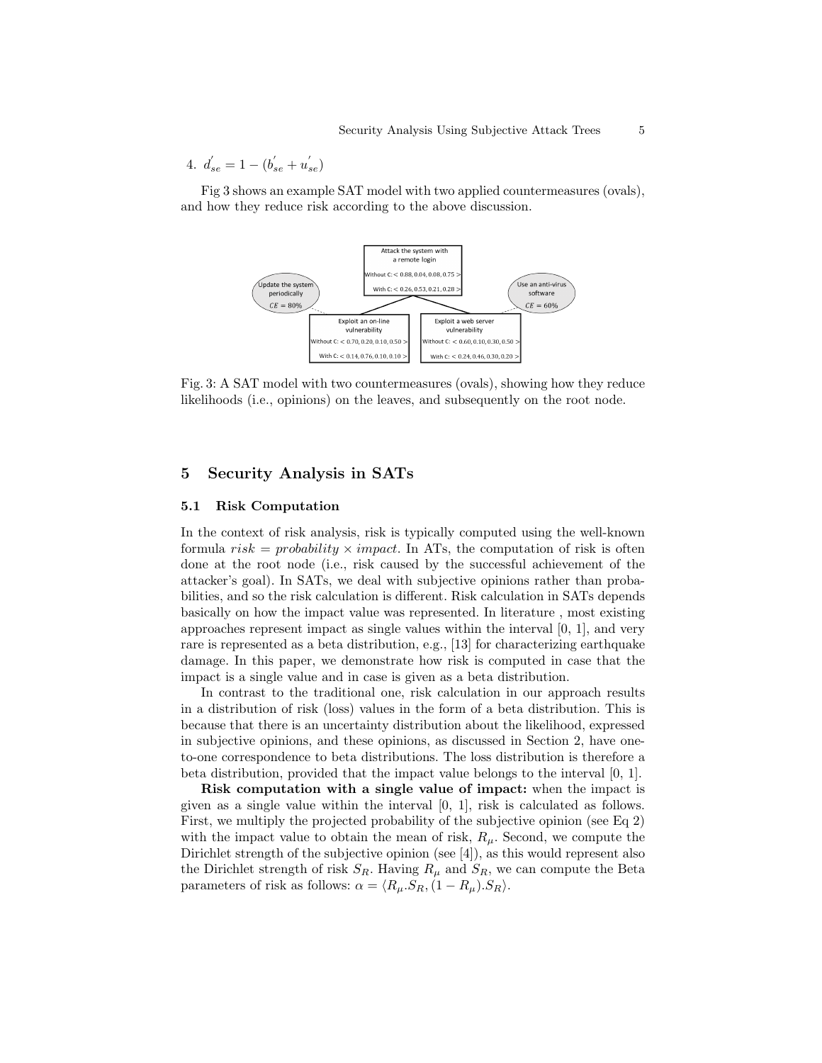4. $d'_{se} = 1 - (b'_{se} + u'_{se})$

Fig 3 shows an example SAT model with two applied countermeasures (ovals), and how they reduce risk according to the above discussion.

Fig. 3: A SAT model with two countermeasures (ovals), showing how they reduce likelihoods (i.e., opinions) on the leaves, and subsequently on the root node.

## 5 Security Analysis in SATs

### 5.1 Risk Computation

In the context of risk analysis, risk is typically computed using the well-known formula *risk* = *probability* × *impact*. In ATs, the computation of risk is often done at the root node (i.e., risk caused by the successful achievement of the attacker's goal). In SATs, we deal with subjective opinions rather than probabilities, and so the risk calculation is different. Risk calculation in SATs depends basically on how the impact value was represented. In literature , most existing approaches represent impact as single values within the interval [0, 1], and very rare is represented as a beta distribution, e.g., [13] for characterizing earthquake damage. In this paper, we demonstrate how risk is computed in case that the impact is a single value and in case is given as a beta distribution.

In contrast to the traditional one, risk calculation in our approach results in a distribution of risk (loss) values in the form of a beta distribution. This is because that there is an uncertainty distribution about the likelihood, expressed in subjective opinions, and these opinions, as discussed in Section 2, have one-to-one correspondence to beta distributions. The loss distribution is therefore a beta distribution, provided that the impact value belongs to the interval [0, 1].

**Risk computation with a single value of impact:** when the impact is given as a single value within the interval [0, 1], risk is calculated as follows. First, we multiply the projected probability of the subjective opinion (see Eq 2) with the impact value to obtain the mean of risk, $R_\mu$. Second, we compute the Dirichlet strength of the subjective opinion (see [4]), as this would represent also the Dirichlet strength of risk $S_R$. Having $R_\mu$ and $S_R$, we can compute the Beta parameters of risk as follows: $\alpha = \langle R_\mu.S_R, (1 - R_\mu).S_R \rangle$.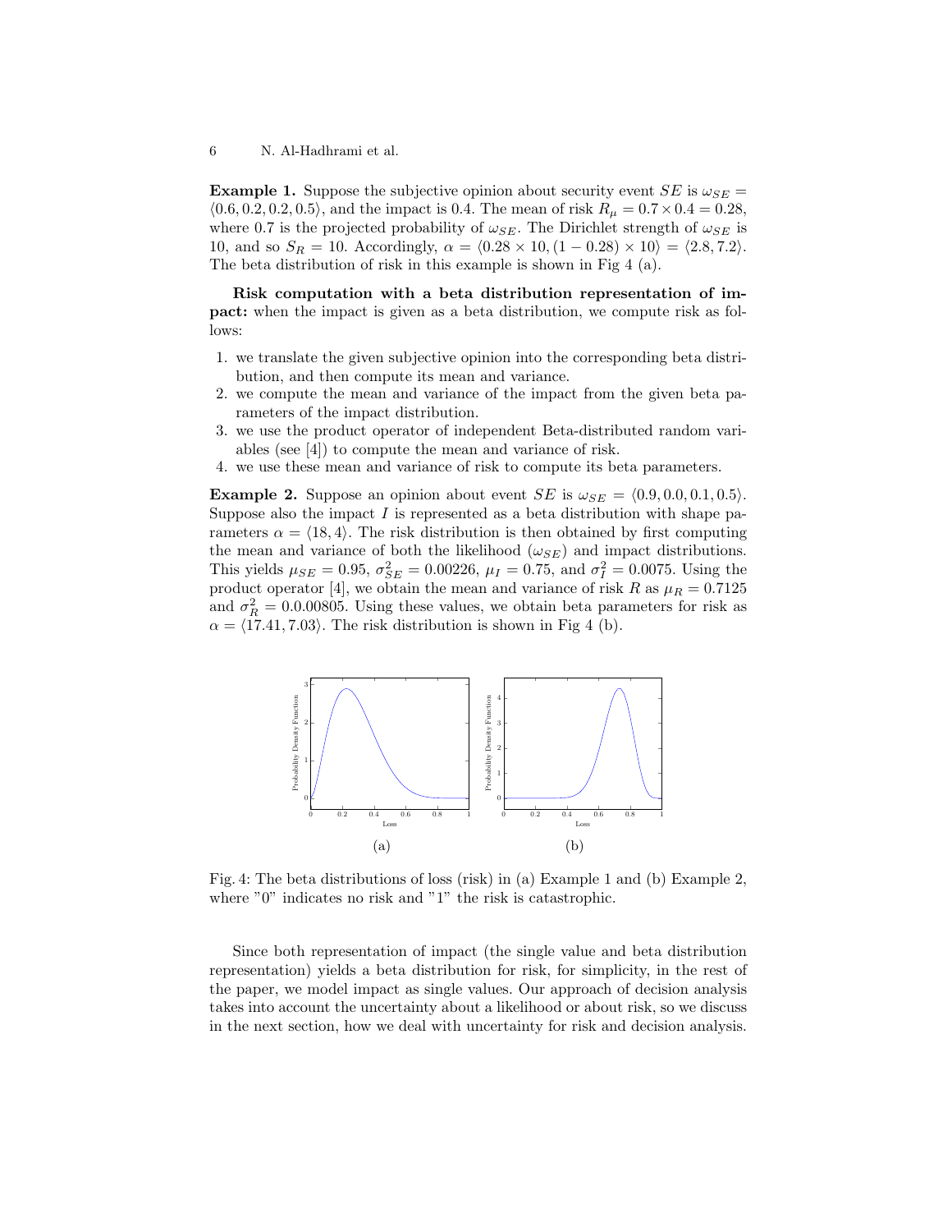**Example 1.** Suppose the subjective opinion about security event $SE$ is $\omega_{SE} = \langle 0.6, 0.2, 0.2, 0.5 \rangle$, and the impact is 0.4. The mean of risk $R_\mu = 0.7 \times 0.4 = 0.28$, where 0.7 is the projected probability of $\omega_{SE}$. The Dirichlet strength of $\omega_{SE}$ is 10, and so $S_R = 10$. Accordingly, $\alpha = \langle 0.28 \times 10, (1 - 0.28) \times 10 \rangle = \langle 2.8, 7.2 \rangle$. The beta distribution of risk in this example is shown in Fig 4 (a).

**Risk computation with a beta distribution representation of impact:** when the impact is given as a beta distribution, we compute risk as follows:

1. we translate the given subjective opinion into the corresponding beta distribution, and then compute its mean and variance.
2. we compute the mean and variance of the impact from the given beta parameters of the impact distribution.
3. we use the product operator of independent Beta-distributed random variables (see [4]) to compute the mean and variance of risk.
4. we use these mean and variance of risk to compute its beta parameters.

**Example 2.** Suppose an opinion about event $SE$ is $\omega_{SE} = \langle 0.9, 0.0, 0.1, 0.5 \rangle$. Suppose also the impact $I$ is represented as a beta distribution with shape parameters $\alpha = \langle 18, 4 \rangle$. The risk distribution is then obtained by first computing the mean and variance of both the likelihood ($\omega_{SE}$) and impact distributions. This yields $\mu_{SE} = 0.95$, $\sigma^2_{SE} = 0.00226$, $\mu_I = 0.75$, and $\sigma^2_I = 0.0075$. Using the product operator [4], we obtain the mean and variance of risk $R$ as $\mu_R = 0.7125$ and $\sigma^2_R = 0.0.00805$. Using these values, we obtain beta parameters for risk as $\alpha = \langle 17.41, 7.03 \rangle$. The risk distribution is shown in Fig 4 (b).

Fig. 4: The beta distributions of loss (risk) in (a) Example 1 and (b) Example 2, where "0" indicates no risk and "1" the risk is catastrophic.

Since both representation of impact (the single value and beta distribution representation) yields a beta distribution for risk, for simplicity, in the rest of the paper, we model impact as single values. Our approach of decision analysis takes into account the uncertainty about a likelihood or about risk, so we discuss in the next section, how we deal with uncertainty for risk and decision analysis.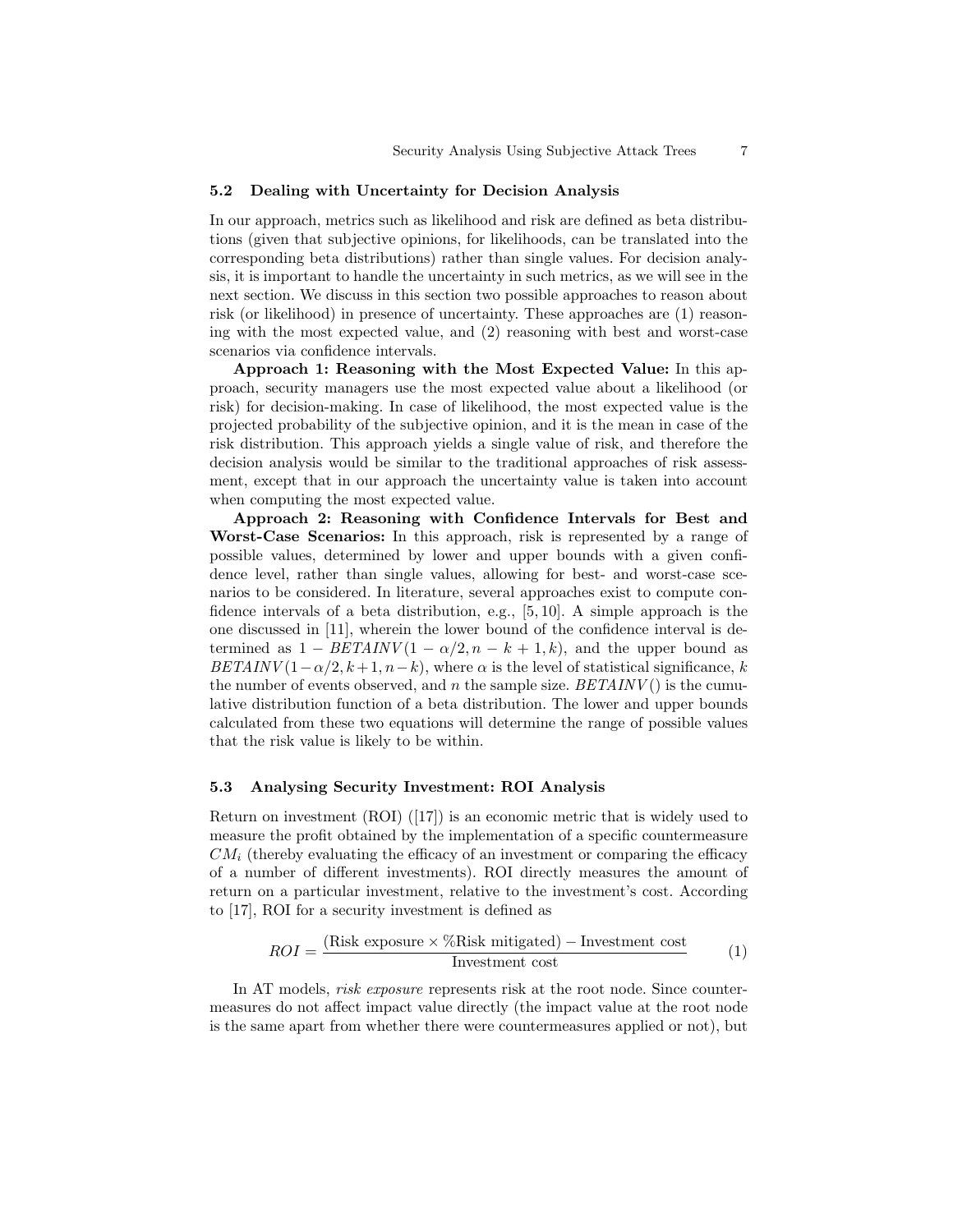### 5.2 Dealing with Uncertainty for Decision Analysis

In our approach, metrics such as likelihood and risk are defined as beta distributions (given that subjective opinions, for likelihoods, can be translated into the corresponding beta distributions) rather than single values. For decision analysis, it is important to handle the uncertainty in such metrics, as we will see in the next section. We discuss in this section two possible approaches to reason about risk (or likelihood) in presence of uncertainty. These approaches are (1) reasoning with the most expected value, and (2) reasoning with best and worst-case scenarios via confidence intervals.

**Approach 1: Reasoning with the Most Expected Value:** In this approach, security managers use the most expected value about a likelihood (or risk) for decision-making. In case of likelihood, the most expected value is the projected probability of the subjective opinion, and it is the mean in case of the risk distribution. This approach yields a single value of risk, and therefore the decision analysis would be similar to the traditional approaches of risk assessment, except that in our approach the uncertainty value is taken into account when computing the most expected value.

**Approach 2: Reasoning with Confidence Intervals for Best and Worst-Case Scenarios:** In this approach, risk is represented by a range of possible values, determined by lower and upper bounds with a given confidence level, rather than single values, allowing for best- and worst-case scenarios to be considered. In literature, several approaches exist to compute confidence intervals of a beta distribution, e.g., [5, 10]. A simple approach is the one discussed in [11], wherein the lower bound of the confidence interval is determined as $1 - BETAINV(1 - \alpha/2, n - k + 1, k)$, and the upper bound as $BETAINV(1 - \alpha/2, k + 1, n - k)$, where $\alpha$ is the level of statistical significance, $k$ the number of events observed, and $n$ the sample size. $BETAINV()$ is the cumulative distribution function of a beta distribution. The lower and upper bounds calculated from these two equations will determine the range of possible values that the risk value is likely to be within.

### 5.3 Analysing Security Investment: ROI Analysis

Return on investment (ROI) ([17]) is an economic metric that is widely used to measure the profit obtained by the implementation of a specific countermeasure $CM_i$ (thereby evaluating the efficacy of an investment or comparing the efficacy of a number of different investments). ROI directly measures the amount of return on a particular investment, relative to the investment's cost. According to [17], ROI for a security investment is defined as

$$ROI = \frac{(\text{Risk exposure} \times \%\text{Risk mitigated}) - \text{Investment cost}}{\text{Investment cost}} \tag{1}$$

In AT models, *risk exposure* represents risk at the root node. Since countermeasures do not affect impact value directly (the impact value at the root node is the same apart from whether there were countermeasures applied or not), but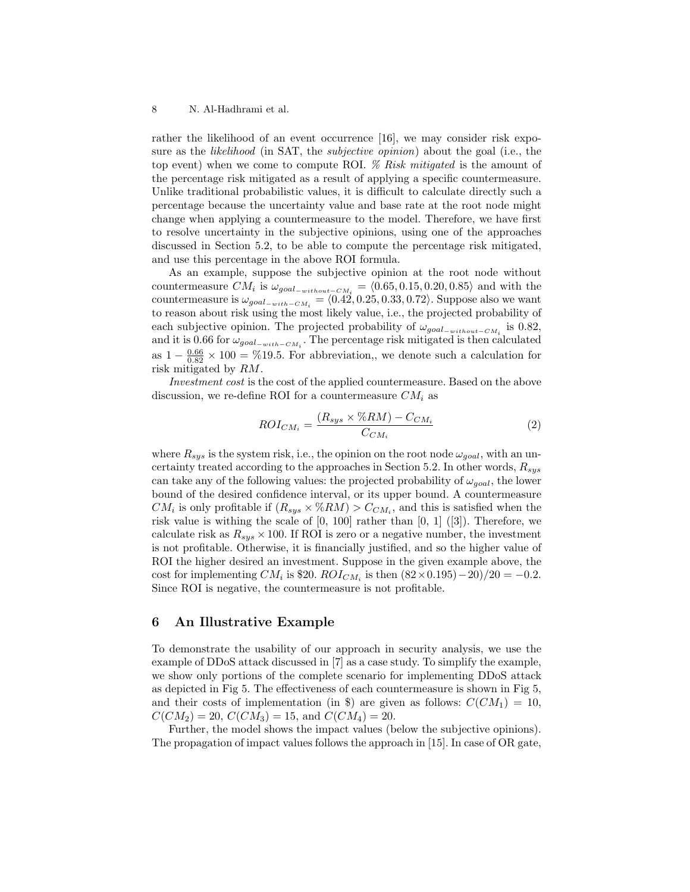rather the likelihood of an event occurrence [16], we may consider risk exposure as the *likelihood* (in SAT, the *subjective opinion*) about the goal (i.e., the top event) when we come to compute ROI. *% Risk mitigated* is the amount of the percentage risk mitigated as a result of applying a specific countermeasure. Unlike traditional probabilistic values, it is difficult to calculate directly such a percentage because the uncertainty value and base rate at the root node might change when applying a countermeasure to the model. Therefore, we have first to resolve uncertainty in the subjective opinions, using one of the approaches discussed in Section 5.2, to be able to compute the percentage risk mitigated, and use this percentage in the above ROI formula.

As an example, suppose the subjective opinion at the root node without countermeasure $CM_i$ is $\omega_{goal_{-without-CM_i}} = \langle 0.65, 0.15, 0.20, 0.85\rangle$ and with the countermeasure is $\omega_{goal_{-with-CM_i}} = \langle 0.42, 0.25, 0.33, 0.72\rangle$. Suppose also we want to reason about risk using the most likely value, i.e., the projected probability of each subjective opinion. The projected probability of $\omega_{goal_{-without-CM_i}}$ is 0.82, and it is 0.66 for $\omega_{goal_{-with-CM_i}}$. The percentage risk mitigated is then calculated as $1 - \frac{0.66}{0.82} \times 100 = \%19.5$. For abbreviation,, we denote such a calculation for risk mitigated by $RM$.

*Investment cost* is the cost of the applied countermeasure. Based on the above discussion, we re-define ROI for a countermeasure $CM_i$ as

$$ROI_{CM_i} = \frac{(R_{sys} \times \%RM) - C_{CM_i}}{C_{CM_i}} \tag{2}$$

where $R_{sys}$ is the system risk, i.e., the opinion on the root node $\omega_{goal}$, with an uncertainty treated according to the approaches in Section 5.2. In other words, $R_{sys}$ can take any of the following values: the projected probability of $\omega_{goal}$, the lower bound of the desired confidence interval, or its upper bound. A countermeasure $CM_i$ is only profitable if $(R_{sys} \times \%RM) > C_{CM_i}$, and this is satisfied when the risk value is withing the scale of [0, 100] rather than [0, 1] ([3]). Therefore, we calculate risk as $R_{sys} \times 100$. If ROI is zero or a negative number, the investment is not profitable. Otherwise, it is financially justified, and so the higher value of ROI the higher desired an investment. Suppose in the given example above, the cost for implementing $CM_i$ is \$20. $ROI_{CM_i}$ is then $(82 \times 0.195) - 20)/20 = -0.2$. Since ROI is negative, the countermeasure is not profitable.

## 6 An Illustrative Example

To demonstrate the usability of our approach in security analysis, we use the example of DDoS attack discussed in [7] as a case study. To simplify the example, we show only portions of the complete scenario for implementing DDoS attack as depicted in Fig 5. The effectiveness of each countermeasure is shown in Fig 5, and their costs of implementation (in \$) are given as follows: $C(CM_1) = 10$, $C(CM_2) = 20$, $C(CM_3) = 15$, and $C(CM_4) = 20$.

Further, the model shows the impact values (below the subjective opinions). The propagation of impact values follows the approach in [15]. In case of OR gate,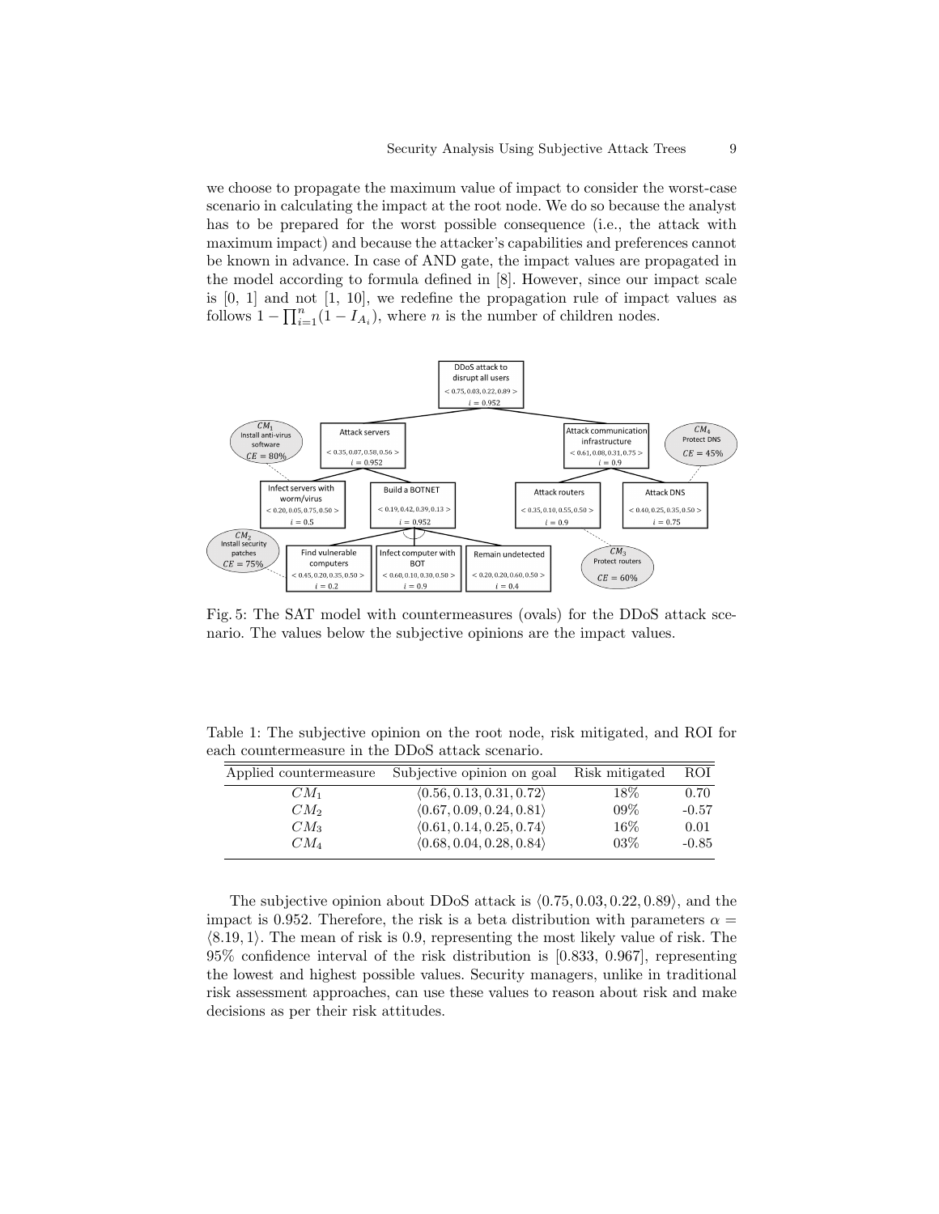we choose to propagate the maximum value of impact to consider the worst-case scenario in calculating the impact at the root node. We do so because the analyst has to be prepared for the worst possible consequence (i.e., the attack with maximum impact) and because the attacker's capabilities and preferences cannot be known in advance. In case of AND gate, the impact values are propagated in the model according to formula defined in [8]. However, since our impact scale is [0, 1] and not [1, 10], we redefine the propagation rule of impact values as follows $1 - \prod_{i=1}^{n}(1 - I_{A_i})$, where $n$ is the number of children nodes.

Fig. 5: The SAT model with countermeasures (ovals) for the DDoS attack scenario. The values below the subjective opinions are the impact values.

Table 1: The subjective opinion on the root node, risk mitigated, and ROI for each countermeasure in the DDoS attack scenario.

| Applied countermeasure | Subjective opinion on goal | Risk mitigated | ROI |
|---|---|---|---|
| $CM_1$ | $\langle 0.56, 0.13, 0.31, 0.72 \rangle$ | 18% | 0.70 |
| $CM_2$ | $\langle 0.67, 0.09, 0.24, 0.81 \rangle$ | 09% | -0.57 |
| $CM_3$ | $\langle 0.61, 0.14, 0.25, 0.74 \rangle$ | 16% | 0.01 |
| $CM_4$ | $\langle 0.68, 0.04, 0.28, 0.84 \rangle$ | 03% | -0.85 |

The subjective opinion about DDoS attack is $\langle 0.75, 0.03, 0.22, 0.89 \rangle$, and the impact is 0.952. Therefore, the risk is a beta distribution with parameters $\alpha = \langle 8.19, 1 \rangle$. The mean of risk is 0.9, representing the most likely value of risk. The 95% confidence interval of the risk distribution is [0.833, 0.967], representing the lowest and highest possible values. Security managers, unlike in traditional risk assessment approaches, can use these values to reason about risk and make decisions as per their risk attitudes.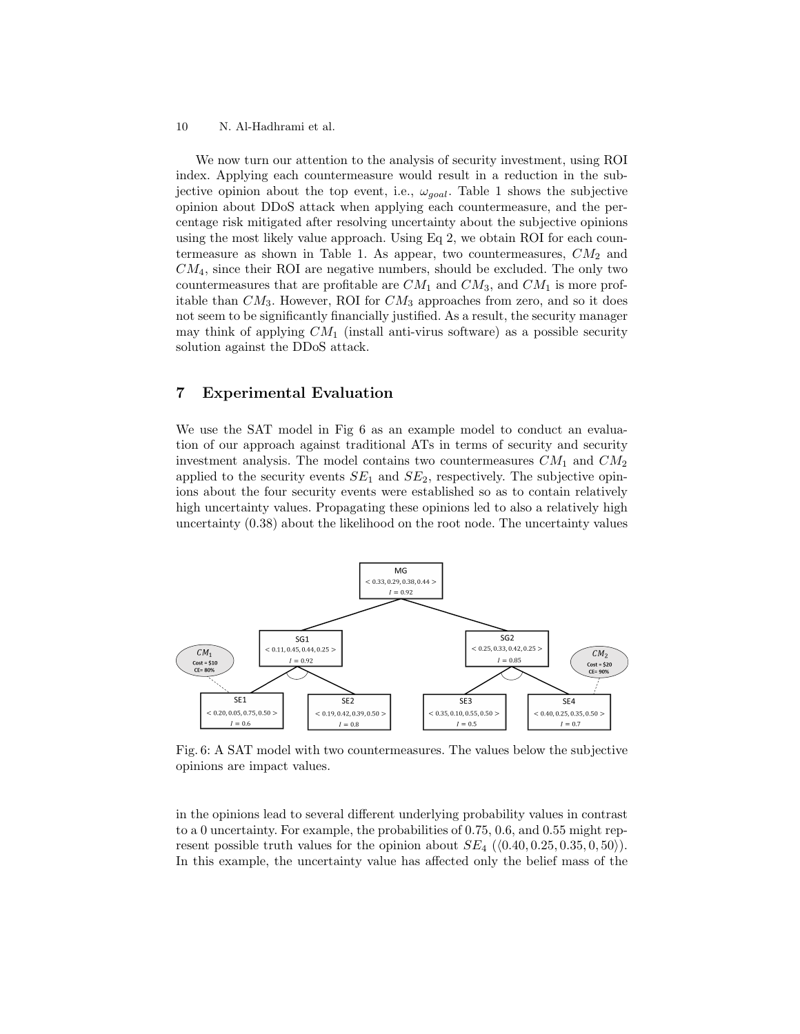We now turn our attention to the analysis of security investment, using ROI index. Applying each countermeasure would result in a reduction in the subjective opinion about the top event, i.e., $\omega_{goal}$. Table 1 shows the subjective opinion about DDoS attack when applying each countermeasure, and the percentage risk mitigated after resolving uncertainty about the subjective opinions using the most likely value approach. Using Eq 2, we obtain ROI for each countermeasure as shown in Table 1. As appear, two countermeasures, $CM_2$ and $CM_4$, since their ROI are negative numbers, should be excluded. The only two countermeasures that are profitable are $CM_1$ and $CM_3$, and $CM_1$ is more profitable than $CM_3$. However, ROI for $CM_3$ approaches from zero, and so it does not seem to be significantly financially justified. As a result, the security manager may think of applying $CM_1$ (install anti-virus software) as a possible security solution against the DDoS attack.

## 7 Experimental Evaluation

We use the SAT model in Fig 6 as an example model to conduct an evaluation of our approach against traditional ATs in terms of security and security investment analysis. The model contains two countermeasures $CM_1$ and $CM_2$ applied to the security events $SE_1$ and $SE_2$, respectively. The subjective opinions about the four security events were established so as to contain relatively high uncertainty values. Propagating these opinions led to also a relatively high uncertainty (0.38) about the likelihood on the root node. The uncertainty values

MG $< 0.33, 0.29, 0.38, 0.44 >$ $I = 0.92$

SG1 $< 0.11, 0.45, 0.44, 0.25 >$ $I = 0.92$

SG2 $< 0.25, 0.33, 0.42, 0.25 >$ $I = 0.85$

$CM_1$ Cost = $10 CE= 80%

$CM_2$ Cost = $20 CE= 90%

SE1 $< 0.20, 0.05, 0.75, 0.50 >$ $I = 0.6$

SE2 $< 0.19, 0.42, 0.39, 0.50 >$ $I = 0.8$

SE3 $< 0.35, 0.10, 0.55, 0.50 >$ $I = 0.5$

SE4 $< 0.40, 0.25, 0.35, 0.50 >$ $I = 0.7$

Fig. 6: A SAT model with two countermeasures. The values below the subjective opinions are impact values.

in the opinions lead to several different underlying probability values in contrast to a 0 uncertainty. For example, the probabilities of 0.75, 0.6, and 0.55 might represent possible truth values for the opinion about $SE_4$ ($\langle 0.40, 0.25, 0.35, 0, 50 \rangle$). In this example, the uncertainty value has affected only the belief mass of the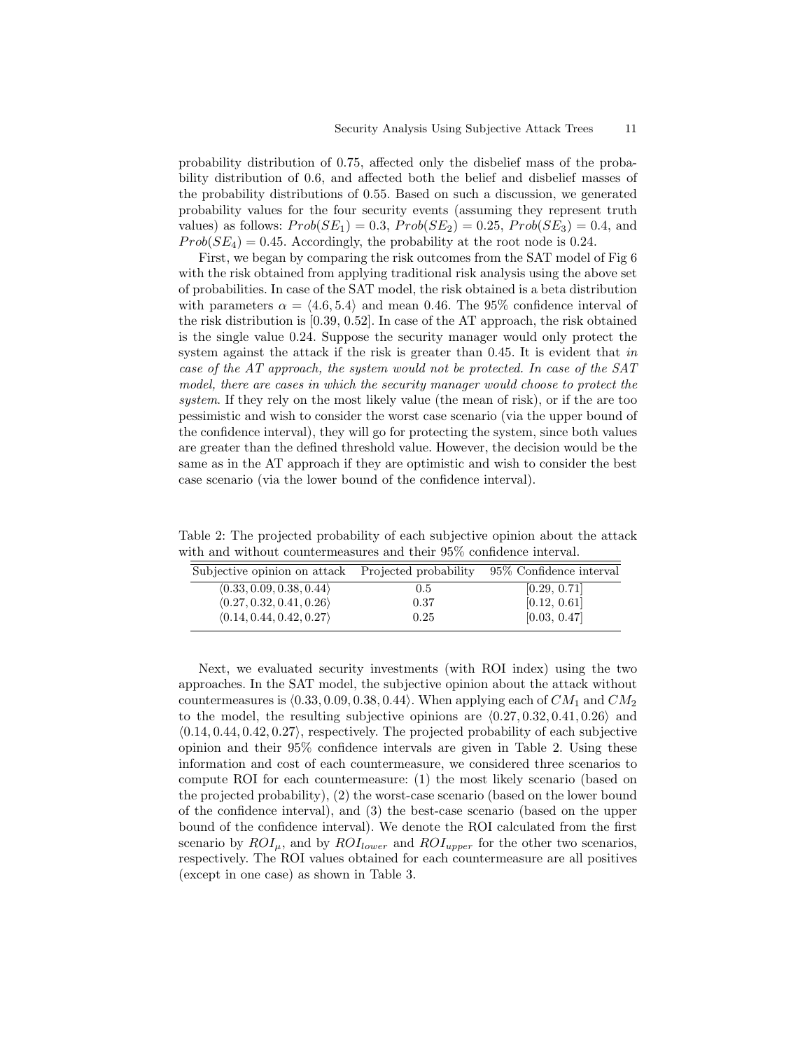probability distribution of 0.75, affected only the disbelief mass of the probability distribution of 0.6, and affected both the belief and disbelief masses of the probability distributions of 0.55. Based on such a discussion, we generated probability values for the four security events (assuming they represent truth values) as follows: $Prob(SE_1) = 0.3$, $Prob(SE_2) = 0.25$, $Prob(SE_3) = 0.4$, and $Prob(SE_4) = 0.45$. Accordingly, the probability at the root node is 0.24.

First, we began by comparing the risk outcomes from the SAT model of Fig 6 with the risk obtained from applying traditional risk analysis using the above set of probabilities. In case of the SAT model, the risk obtained is a beta distribution with parameters $\alpha = \langle 4.6, 5.4 \rangle$ and mean 0.46. The 95% confidence interval of the risk distribution is [0.39, 0.52]. In case of the AT approach, the risk obtained is the single value 0.24. Suppose the security manager would only protect the system against the attack if the risk is greater than 0.45. It is evident that *in case of the AT approach, the system would not be protected. In case of the SAT model, there are cases in which the security manager would choose to protect the system*. If they rely on the most likely value (the mean of risk), or if the are too pessimistic and wish to consider the worst case scenario (via the upper bound of the confidence interval), they will go for protecting the system, since both values are greater than the defined threshold value. However, the decision would be the same as in the AT approach if they are optimistic and wish to consider the best case scenario (via the lower bound of the confidence interval).

Table 2: The projected probability of each subjective opinion about the attack with and without countermeasures and their 95% confidence interval.

| Subjective opinion on attack | Projected probability | 95% Confidence interval |
|---|---|---|
| $\langle 0.33, 0.09, 0.38, 0.44 \rangle$ | 0.5 | [0.29, 0.71] |
| $\langle 0.27, 0.32, 0.41, 0.26 \rangle$ | 0.37 | [0.12, 0.61] |
| $\langle 0.14, 0.44, 0.42, 0.27 \rangle$ | 0.25 | [0.03, 0.47] |

Next, we evaluated security investments (with ROI index) using the two approaches. In the SAT model, the subjective opinion about the attack without countermeasures is $\langle 0.33, 0.09, 0.38, 0.44 \rangle$. When applying each of $CM_1$ and $CM_2$ to the model, the resulting subjective opinions are $\langle 0.27, 0.32, 0.41, 0.26 \rangle$ and $\langle 0.14, 0.44, 0.42, 0.27 \rangle$, respectively. The projected probability of each subjective opinion and their 95% confidence intervals are given in Table 2. Using these information and cost of each countermeasure, we considered three scenarios to compute ROI for each countermeasure: (1) the most likely scenario (based on the projected probability), (2) the worst-case scenario (based on the lower bound of the confidence interval), and (3) the best-case scenario (based on the upper bound of the confidence interval). We denote the ROI calculated from the first scenario by $ROI_{\mu}$, and by $ROI_{lower}$ and $ROI_{upper}$ for the other two scenarios, respectively. The ROI values obtained for each countermeasure are all positives (except in one case) as shown in Table 3.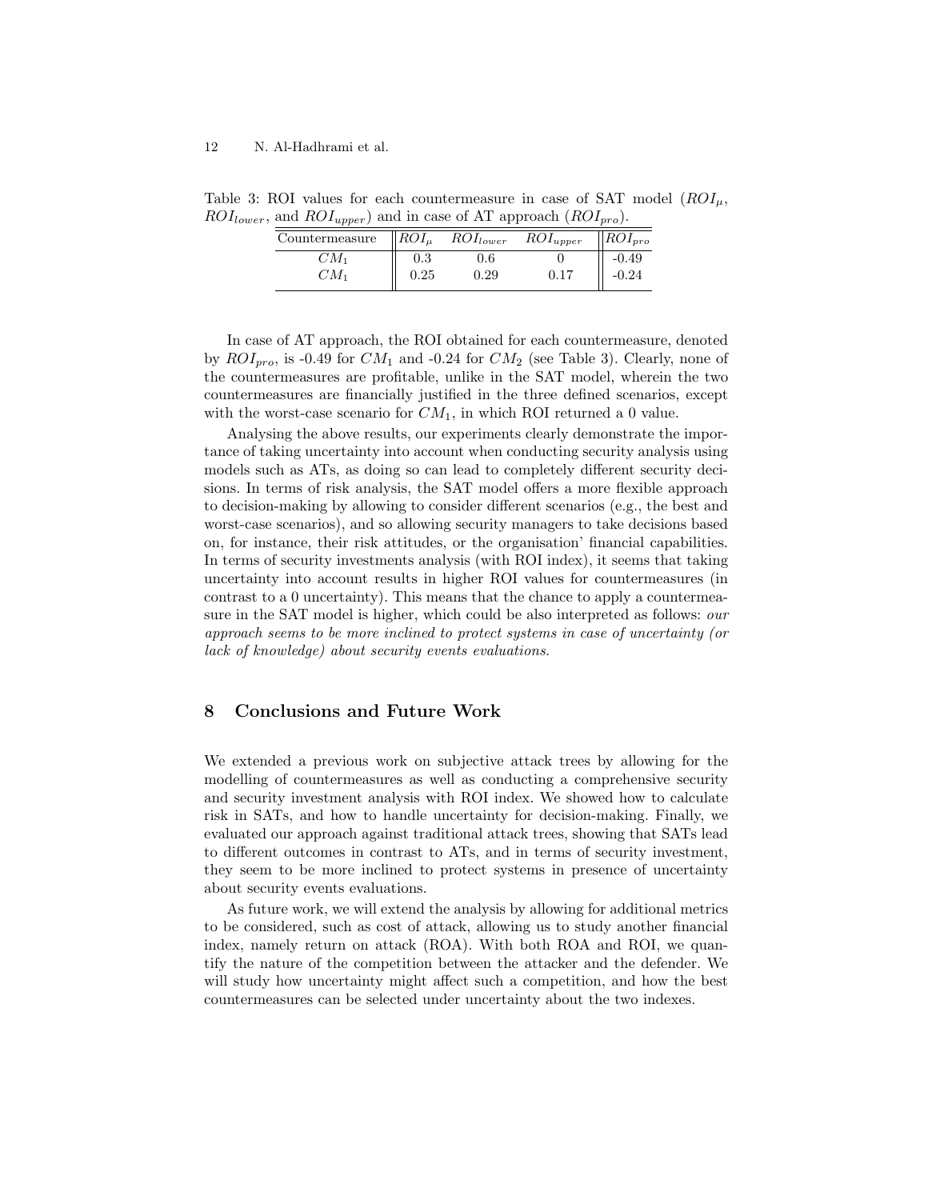Table 3: ROI values for each countermeasure in case of SAT model ($ROI_\mu$, $ROI_{lower}$, and $ROI_{upper}$) and in case of AT approach ($ROI_{pro}$).

| Countermeasure | $ROI_\mu$ | $ROI_{lower}$ | $ROI_{upper}$ | $ROI_{pro}$ |
|---|---|---|---|---|
| $CM_1$ | 0.3 | 0.6 | 0 | -0.49 |
| $CM_1$ | 0.25 | 0.29 | 0.17 | -0.24 |

In case of AT approach, the ROI obtained for each countermeasure, denoted by $ROI_{pro}$, is -0.49 for $CM_1$ and -0.24 for $CM_2$ (see Table 3). Clearly, none of the countermeasures are profitable, unlike in the SAT model, wherein the two countermeasures are financially justified in the three defined scenarios, except with the worst-case scenario for $CM_1$, in which ROI returned a 0 value.

Analysing the above results, our experiments clearly demonstrate the importance of taking uncertainty into account when conducting security analysis using models such as ATs, as doing so can lead to completely different security decisions. In terms of risk analysis, the SAT model offers a more flexible approach to decision-making by allowing to consider different scenarios (e.g., the best and worst-case scenarios), and so allowing security managers to take decisions based on, for instance, their risk attitudes, or the organisation' financial capabilities. In terms of security investments analysis (with ROI index), it seems that taking uncertainty into account results in higher ROI values for countermeasures (in contrast to a 0 uncertainty). This means that the chance to apply a countermeasure in the SAT model is higher, which could be also interpreted as follows: *our approach seems to be more inclined to protect systems in case of uncertainty (or lack of knowledge) about security events evaluations.*

## 8 Conclusions and Future Work

We extended a previous work on subjective attack trees by allowing for the modelling of countermeasures as well as conducting a comprehensive security and security investment analysis with ROI index. We showed how to calculate risk in SATs, and how to handle uncertainty for decision-making. Finally, we evaluated our approach against traditional attack trees, showing that SATs lead to different outcomes in contrast to ATs, and in terms of security investment, they seem to be more inclined to protect systems in presence of uncertainty about security events evaluations.

As future work, we will extend the analysis by allowing for additional metrics to be considered, such as cost of attack, allowing us to study another financial index, namely return on attack (ROA). With both ROA and ROI, we quantify the nature of the competition between the attacker and the defender. We will study how uncertainty might affect such a competition, and how the best countermeasures can be selected under uncertainty about the two indexes.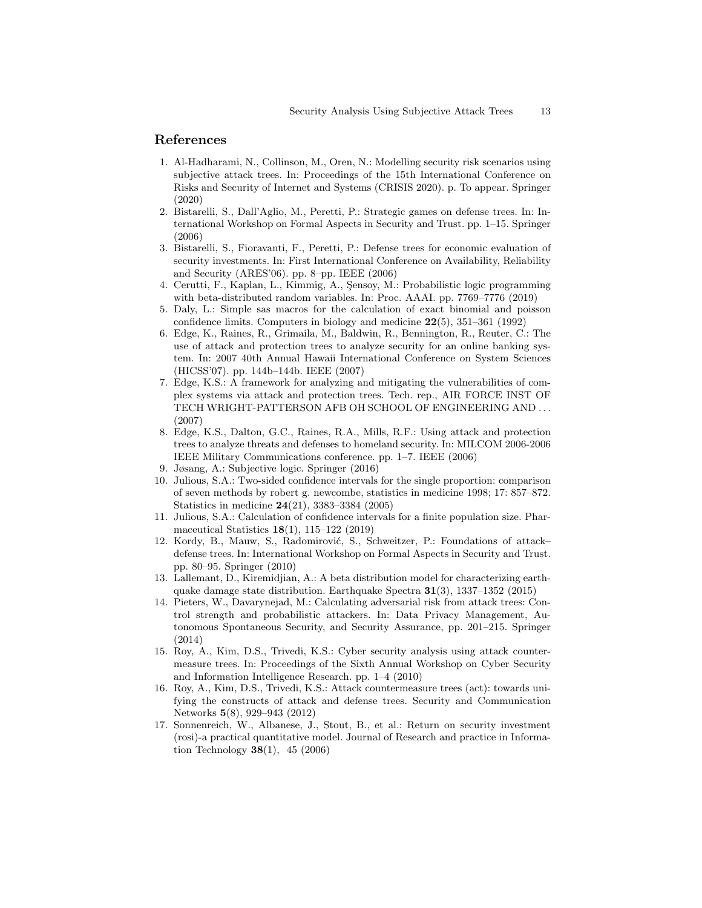## References

1. Al-Hadharami, N., Collinson, M., Oren, N.: Modelling security risk scenarios using subjective attack trees. In: Proceedings of the 15th International Conference on Risks and Security of Internet and Systems (CRISIS 2020). p. To appear. Springer (2020)
2. Bistarelli, S., Dall'Aglio, M., Peretti, P.: Strategic games on defense trees. In: International Workshop on Formal Aspects in Security and Trust. pp. 1–15. Springer (2006)
3. Bistarelli, S., Fioravanti, F., Peretti, P.: Defense trees for economic evaluation of security investments. In: First International Conference on Availability, Reliability and Security (ARES'06). pp. 8–pp. IEEE (2006)
4. Cerutti, F., Kaplan, L., Kimmig, A., Şensoy, M.: Probabilistic logic programming with beta-distributed random variables. In: Proc. AAAI. pp. 7769–7776 (2019)
5. Daly, L.: Simple sas macros for the calculation of exact binomial and poisson confidence limits. Computers in biology and medicine **22**(5), 351–361 (1992)
6. Edge, K., Raines, R., Grimaila, M., Baldwin, R., Bennington, R., Reuter, C.: The use of attack and protection trees to analyze security for an online banking system. In: 2007 40th Annual Hawaii International Conference on System Sciences (HICSS'07). pp. 144b–144b. IEEE (2007)
7. Edge, K.S.: A framework for analyzing and mitigating the vulnerabilities of complex systems via attack and protection trees. Tech. rep., AIR FORCE INST OF TECH WRIGHT-PATTERSON AFB OH SCHOOL OF ENGINEERING AND ... (2007)
8. Edge, K.S., Dalton, G.C., Raines, R.A., Mills, R.F.: Using attack and protection trees to analyze threats and defenses to homeland security. In: MILCOM 2006-2006 IEEE Military Communications conference. pp. 1–7. IEEE (2006)
9. Jøsang, A.: Subjective logic. Springer (2016)
10. Julious, S.A.: Two-sided confidence intervals for the single proportion: comparison of seven methods by robert g. newcombe, statistics in medicine 1998; 17: 857–872. Statistics in medicine **24**(21), 3383–3384 (2005)
11. Julious, S.A.: Calculation of confidence intervals for a finite population size. Pharmaceutical Statistics **18**(1), 115–122 (2019)
12. Kordy, B., Mauw, S., Radomirović, S., Schweitzer, P.: Foundations of attack–defense trees. In: International Workshop on Formal Aspects in Security and Trust. pp. 80–95. Springer (2010)
13. Lallemant, D., Kiremidjian, A.: A beta distribution model for characterizing earthquake damage state distribution. Earthquake Spectra **31**(3), 1337–1352 (2015)
14. Pieters, W., Davarynejad, M.: Calculating adversarial risk from attack trees: Control strength and probabilistic attackers. In: Data Privacy Management, Autonomous Spontaneous Security, and Security Assurance, pp. 201–215. Springer (2014)
15. Roy, A., Kim, D.S., Trivedi, K.S.: Cyber security analysis using attack countermeasure trees. In: Proceedings of the Sixth Annual Workshop on Cyber Security and Information Intelligence Research. pp. 1–4 (2010)
16. Roy, A., Kim, D.S., Trivedi, K.S.: Attack countermeasure trees (act): towards unifying the constructs of attack and defense trees. Security and Communication Networks **5**(8), 929–943 (2012)
17. Sonnenreich, W., Albanese, J., Stout, B., et al.: Return on security investment (rosi)-a practical quantitative model. Journal of Research and practice in Information Technology **38**(1), 45 (2006)